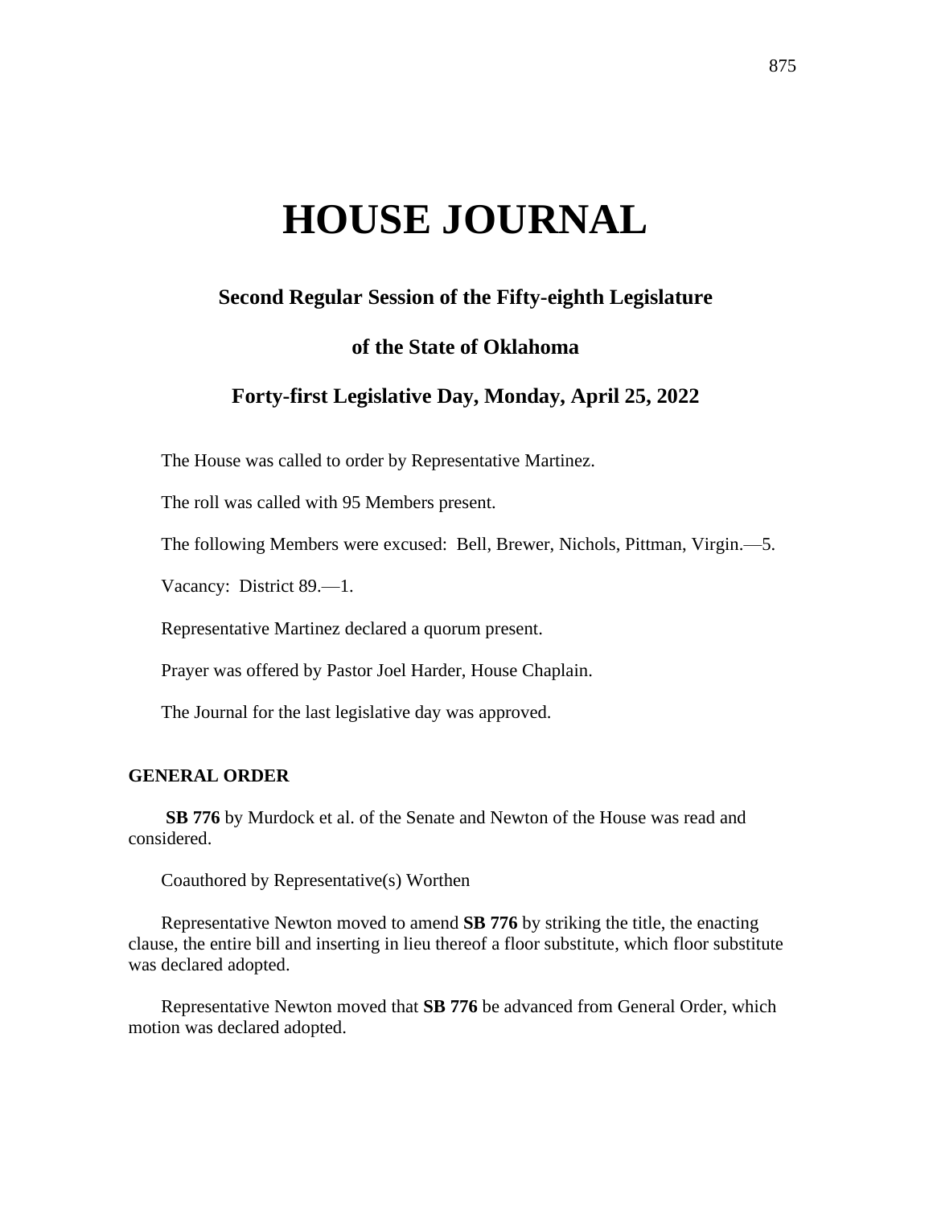# HOUSE JOURNAL

## Second Regular Session of the Fifty-eighth Legislature

## of the State of Oklahoma

## Forty-first Legislative Day, Monday, April 25, 2022

The House was called to order by Representative Martinez.

The roll was called with 95 Members present.

The following Members were excused: Bell, Brewer, Nichols, Pittman, Virgin.—5.

Vacancy: District 89.—1.

Representative Martinez declared a quorum present.

Prayer was offered by Pastor Joel Harder, House Chaplain.

The Journal for the last legislative day was approved.

### GENERAL ORDER

**SB 776** by Murdock et al. of the Senate and Newton of the House was read and considered.

Coauthored by Representative(s) Worthen

Representative Newton moved to amend **SB 776** by striking the title, the enacting clause, the entire bill and inserting in lieu thereof a floor substitute, which floor substitute was declared adopted.

Representative Newton moved that **SB 776** be advanced from General Order, which motion was declared adopted.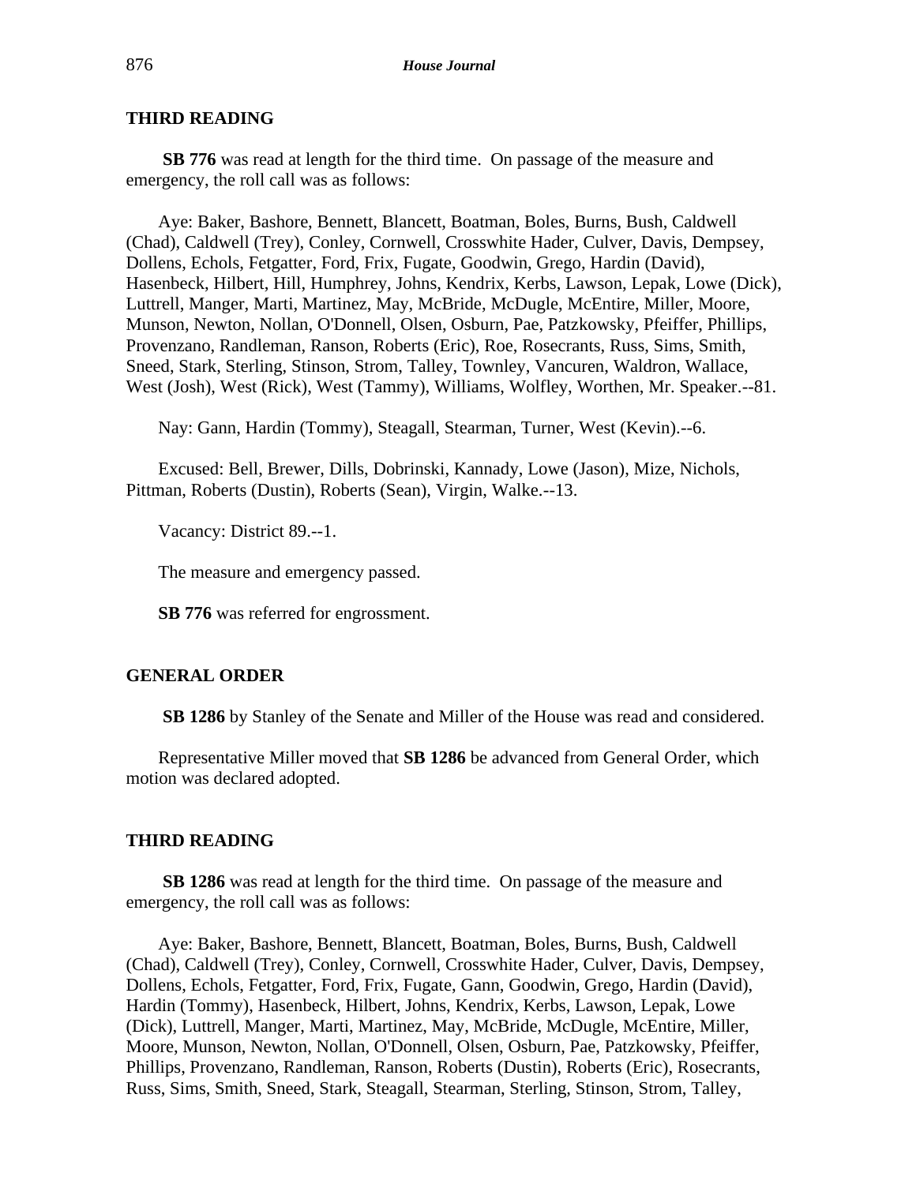### THIRD READING

**SB 776** was read at length for the third time. On passage of the measure and emergency, the roll call was as follows:

Aye: Baker, Bashore, Bennett, Blancett, Boatman, Boles, Burns, Bush, Caldwell (Chad), Caldwell (Trey), Conley, Cornwell, Crosswhite Hader, Culver, Davis, Dempsey, Dollens, Echols, Fetgatter, Ford, Frix, Fugate, Goodwin, Grego, Hardin (David), Hasenbeck, Hilbert, Hill, Humphrey, Johns, Kendrix, Kerbs, Lawson, Lepak, Lowe (Dick), Luttrell, Manger, Marti, Martinez, May, McBride, McDugle, McEntire, Miller, Moore, Munson, Newton, Nollan, O'Donnell, Olsen, Osburn, Pae, Patzkowsky, Pfeiffer, Phillips, Provenzano, Randleman, Ranson, Roberts (Eric), Roe, Rosecrants, Russ, Sims, Smith, Sneed, Stark, Sterling, Stinson, Strom, Talley, Townley, Vancuren, Waldron, Wallace, West (Josh), West (Rick), West (Tammy), Williams, Wolfley, Worthen, Mr. Speaker.--81.

Nay: Gann, Hardin (Tommy), Steagall, Stearman, Turner, West (Kevin).--6.

Excused: Bell, Brewer, Dills, Dobrinski, Kannady, Lowe (Jason), Mize, Nichols, Pittman, Roberts (Dustin), Roberts (Sean), Virgin, Walke.--13.

Vacancy: District 89.--1.

The measure and emergency passed.

**SB 776** was referred for engrossment.

### GENERAL ORDER

**SB 1286** by Stanley of the Senate and Miller of the House was read and considered.

Representative Miller moved that **SB 1286** be advanced from General Order, which motion was declared adopted.

### THIRD READING

**SB 1286** was read at length for the third time. On passage of the measure and emergency, the roll call was as follows:

Aye: Baker, Bashore, Bennett, Blancett, Boatman, Boles, Burns, Bush, Caldwell (Chad), Caldwell (Trey), Conley, Cornwell, Crosswhite Hader, Culver, Davis, Dempsey, Dollens, Echols, Fetgatter, Ford, Frix, Fugate, Gann, Goodwin, Grego, Hardin (David), Hardin (Tommy), Hasenbeck, Hilbert, Johns, Kendrix, Kerbs, Lawson, Lepak, Lowe (Dick), Luttrell, Manger, Marti, Martinez, May, McBride, McDugle, McEntire, Miller, Moore, Munson, Newton, Nollan, O'Donnell, Olsen, Osburn, Pae, Patzkowsky, Pfeiffer, Phillips, Provenzano, Randleman, Ranson, Roberts (Dustin), Roberts (Eric), Rosecrants, Russ, Sims, Smith, Sneed, Stark, Steagall, Stearman, Sterling, Stinson, Strom, Talley,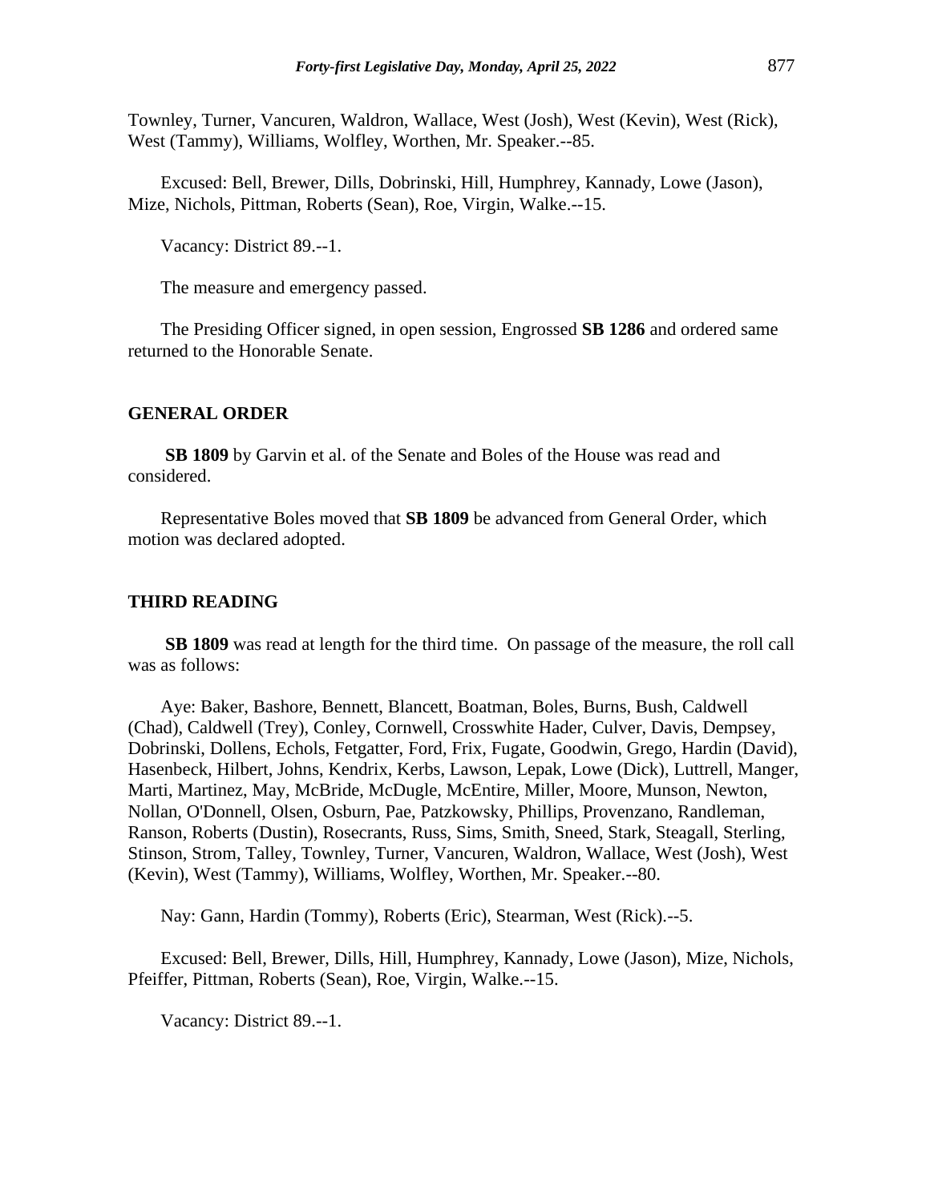Townley, Turner, Vancuren, Waldron, Wallace, West (Josh), West (Kevin), West (Rick), West (Tammy), Williams, Wolfley, Worthen, Mr. Speaker.--85.

Excused: Bell, Brewer, Dills, Dobrinski, Hill, Humphrey, Kannady, Lowe (Jason), Mize, Nichols, Pittman, Roberts (Sean), Roe, Virgin, Walke.--15.

Vacancy: District 89.--1.

The measure and emergency passed.

The Presiding Officer signed, in open session, Engrossed **SB 1286** and ordered same returned to the Honorable Senate.

## GENERAL ORDER

**SB 1809** by Garvin et al. of the Senate and Boles of the House was read and considered.

Representative Boles moved that **SB 1809** be advanced from General Order, which motion was declared adopted.

## THIRD READING

**SB 1809** was read at length for the third time. On passage of the measure, the roll call was as follows:

Aye: Baker, Bashore, Bennett, Blancett, Boatman, Boles, Burns, Bush, Caldwell (Chad), Caldwell (Trey), Conley, Cornwell, Crosswhite Hader, Culver, Davis, Dempsey, Dobrinski, Dollens, Echols, Fetgatter, Ford, Frix, Fugate, Goodwin, Grego, Hardin (David), Hasenbeck, Hilbert, Johns, Kendrix, Kerbs, Lawson, Lepak, Lowe (Dick), Luttrell, Manger, Marti, Martinez, May, McBride, McDugle, McEntire, Miller, Moore, Munson, Newton, Nollan, O'Donnell, Olsen, Osburn, Pae, Patzkowsky, Phillips, Provenzano, Randleman, Ranson, Roberts (Dustin), Rosecrants, Russ, Sims, Smith, Sneed, Stark, Steagall, Sterling, Stinson, Strom, Talley, Townley, Turner, Vancuren, Waldron, Wallace, West (Josh), West (Kevin), West (Tammy), Williams, Wolfley, Worthen, Mr. Speaker.--80.

Nay: Gann, Hardin (Tommy), Roberts (Eric), Stearman, West (Rick).--5.

Excused: Bell, Brewer, Dills, Hill, Humphrey, Kannady, Lowe (Jason), Mize, Nichols, Pfeiffer, Pittman, Roberts (Sean), Roe, Virgin, Walke.--15.

Vacancy: District 89.--1.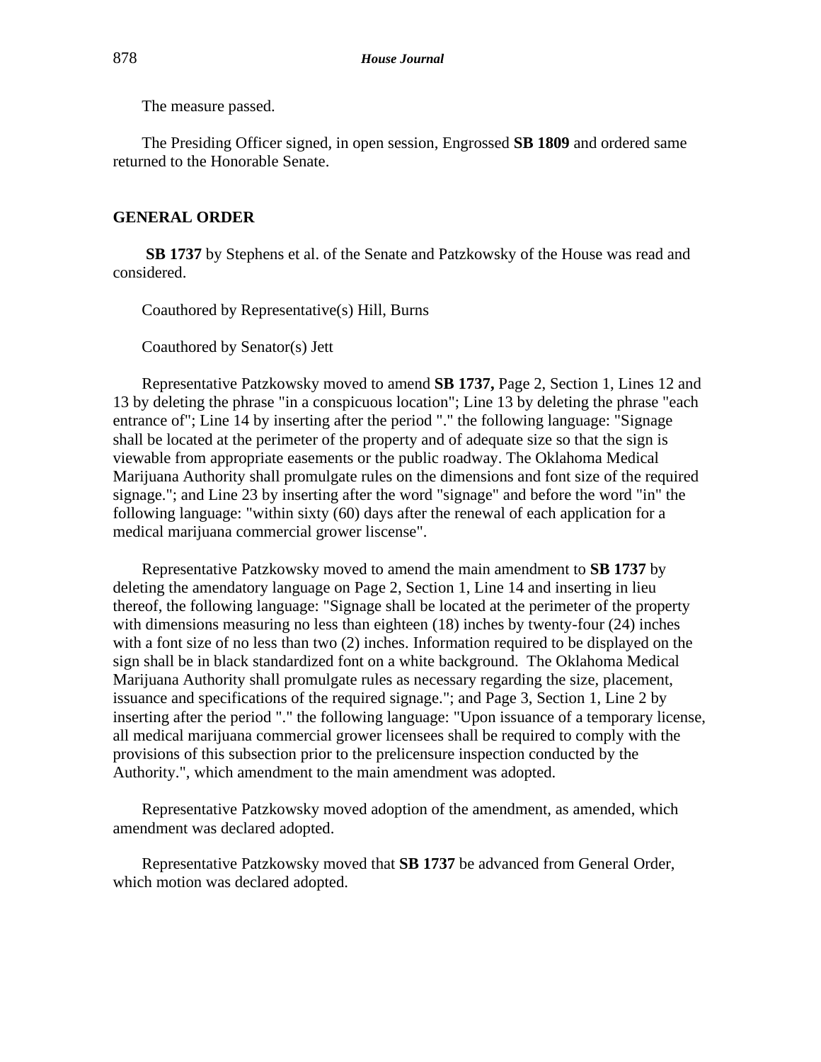The measure passed.

The Presiding Officer signed, in open session, Engrossed **SB 1809** and ordered same returned to the Honorable Senate.

## GENERAL ORDER

**SB 1737** by Stephens et al. of the Senate and Patzkowsky of the House was read and considered.

Coauthored by Representative(s) Hill, Burns

Coauthored by Senator(s) Jett

Representative Patzkowsky moved to amend **SB 1737,** Page 2, Section 1, Lines 12 and 13 by deleting the phrase "in a conspicuous location"; Line 13 by deleting the phrase "each entrance of"; Line 14 by inserting after the period "." the following language: "Signage shall be located at the perimeter of the property and of adequate size so that the sign is viewable from appropriate easements or the public roadway. The Oklahoma Medical Marijuana Authority shall promulgate rules on the dimensions and font size of the required signage."; and Line 23 by inserting after the word "signage" and before the word "in" the following language: "within sixty (60) days after the renewal of each application for a medical marijuana commercial grower liscense".

Representative Patzkowsky moved to amend the main amendment to **SB 1737** by deleting the amendatory language on Page 2, Section 1, Line 14 and inserting in lieu thereof, the following language: "Signage shall be located at the perimeter of the property with dimensions measuring no less than eighteen (18) inches by twenty-four (24) inches with a font size of no less than two (2) inches. Information required to be displayed on the sign shall be in black standardized font on a white background. The Oklahoma Medical Marijuana Authority shall promulgate rules as necessary regarding the size, placement, issuance and specifications of the required signage."; and Page 3, Section 1, Line 2 by inserting after the period "." the following language: "Upon issuance of a temporary license, all medical marijuana commercial grower licensees shall be required to comply with the provisions of this subsection prior to the prelicensure inspection conducted by the Authority.", which amendment to the main amendment was adopted.

Representative Patzkowsky moved adoption of the amendment, as amended, which amendment was declared adopted.

Representative Patzkowsky moved that **SB 1737** be advanced from General Order, which motion was declared adopted.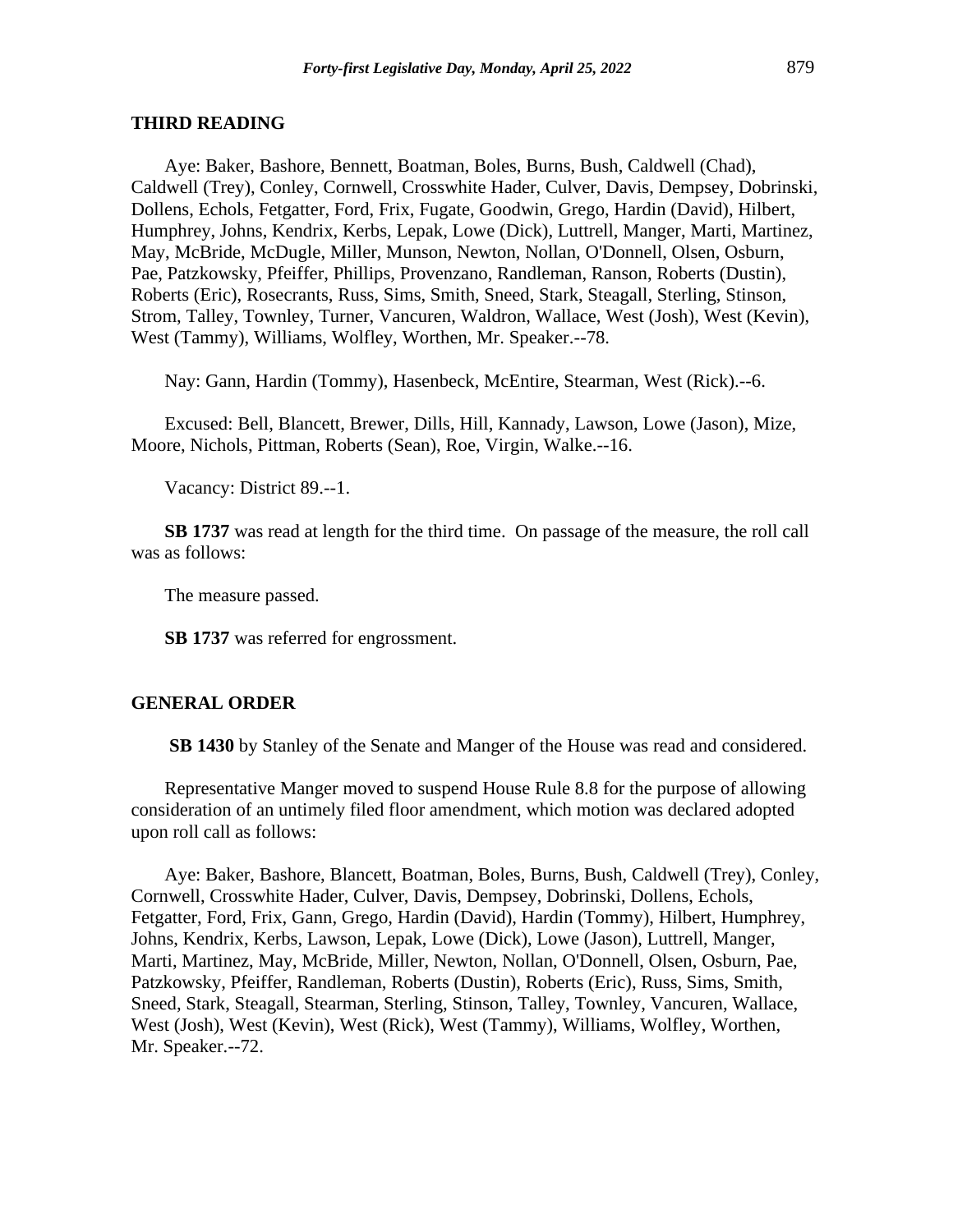**THIRD READING**

Aye: Baker, Bashore, Bennett, Boatman, Boles, Burns, Bush, Caldwell (Chad), Caldwell (Trey), Conley, Cornwell, Crosswhite Hader, Culver, Davis, Dempsey, Dobrinski, Dollens, Echols, Fetgatter, Ford, Frix, Fugate, Goodwin, Grego, Hardin (David), Hilbert, Humphrey, Johns, Kendrix, Kerbs, Lepak, Lowe (Dick), Luttrell, Manger, Marti, Martinez, May, McBride, McDugle, Miller, Munson, Newton, Nollan, O'Donnell, Olsen, Osburn, Pae, Patzkowsky, Pfeiffer, Phillips, Provenzano, Randleman, Ranson, Roberts (Dustin), Roberts (Eric), Rosecrants, Russ, Sims, Smith, Sneed, Stark, Steagall, Sterling, Stinson, Strom, Talley, Townley, Turner, Vancuren, Waldron, Wallace, West (Josh), West (Kevin), West (Tammy), Williams, Wolfley, Worthen, Mr. Speaker.--78.

Nay: Gann, Hardin (Tommy), Hasenbeck, McEntire, Stearman, West (Rick).--6.

Excused: Bell, Blancett, Brewer, Dills, Hill, Kannady, Lawson, Lowe (Jason), Mize, Moore, Nichols, Pittman, Roberts (Sean), Roe, Virgin, Walke.--16.

Vacancy: District 89.--1.

**SB 1737** was read at length for the third time. On passage of the measure, the roll call was as follows:

The measure passed.

**SB 1737** was referred for engrossment.

**GENERAL ORDER**

**SB 1430** by Stanley of the Senate and Manger of the House was read and considered.

Representative Manger moved to suspend House Rule 8.8 for the purpose of allowing consideration of an untimely filed floor amendment, which motion was declared adopted upon roll call as follows:

Aye: Baker, Bashore, Blancett, Boatman, Boles, Burns, Bush, Caldwell (Trey), Conley, Cornwell, Crosswhite Hader, Culver, Davis, Dempsey, Dobrinski, Dollens, Echols, Fetgatter, Ford, Frix, Gann, Grego, Hardin (David), Hardin (Tommy), Hilbert, Humphrey, Johns, Kendrix, Kerbs, Lawson, Lepak, Lowe (Dick), Lowe (Jason), Luttrell, Manger, Marti, Martinez, May, McBride, Miller, Newton, Nollan, O'Donnell, Olsen, Osburn, Pae, Patzkowsky, Pfeiffer, Randleman, Roberts (Dustin), Roberts (Eric), Russ, Sims, Smith, Sneed, Stark, Steagall, Stearman, Sterling, Stinson, Talley, Townley, Vancuren, Wallace, West (Josh), West (Kevin), West (Rick), West (Tammy), Williams, Wolfley, Worthen, Mr. Speaker.--72.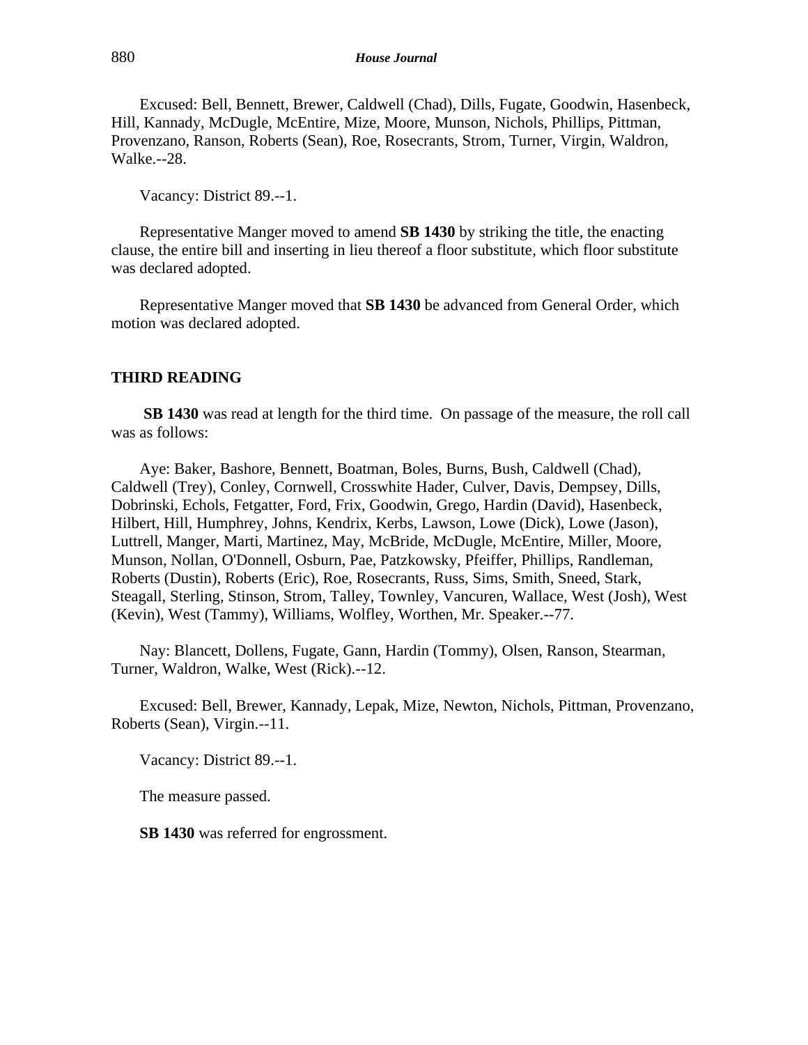Excused: Bell, Bennett, Brewer, Caldwell (Chad), Dills, Fugate, Goodwin, Hasenbeck, Hill, Kannady, McDugle, McEntire, Mize, Moore, Munson, Nichols, Phillips, Pittman, Provenzano, Ranson, Roberts (Sean), Roe, Rosecrants, Strom, Turner, Virgin, Waldron, Walke.--28.

Vacancy: District 89.--1.

Representative Manger moved to amend **SB 1430** by striking the title, the enacting clause, the entire bill and inserting in lieu thereof a floor substitute, which floor substitute was declared adopted.

Representative Manger moved that **SB 1430** be advanced from General Order, which motion was declared adopted.

## THIRD READING

**SB 1430** was read at length for the third time. On passage of the measure, the roll call was as follows:

Aye: Baker, Bashore, Bennett, Boatman, Boles, Burns, Bush, Caldwell (Chad), Caldwell (Trey), Conley, Cornwell, Crosswhite Hader, Culver, Davis, Dempsey, Dills, Dobrinski, Echols, Fetgatter, Ford, Frix, Goodwin, Grego, Hardin (David), Hasenbeck, Hilbert, Hill, Humphrey, Johns, Kendrix, Kerbs, Lawson, Lowe (Dick), Lowe (Jason), Luttrell, Manger, Marti, Martinez, May, McBride, McDugle, McEntire, Miller, Moore, Munson, Nollan, O'Donnell, Osburn, Pae, Patzkowsky, Pfeiffer, Phillips, Randleman, Roberts (Dustin), Roberts (Eric), Roe, Rosecrants, Russ, Sims, Smith, Sneed, Stark, Steagall, Sterling, Stinson, Strom, Talley, Townley, Vancuren, Wallace, West (Josh), West (Kevin), West (Tammy), Williams, Wolfley, Worthen, Mr. Speaker.--77.

Nay: Blancett, Dollens, Fugate, Gann, Hardin (Tommy), Olsen, Ranson, Stearman, Turner, Waldron, Walke, West (Rick).--12.

Excused: Bell, Brewer, Kannady, Lepak, Mize, Newton, Nichols, Pittman, Provenzano, Roberts (Sean), Virgin.--11.

Vacancy: District 89.--1.

The measure passed.

**SB 1430** was referred for engrossment.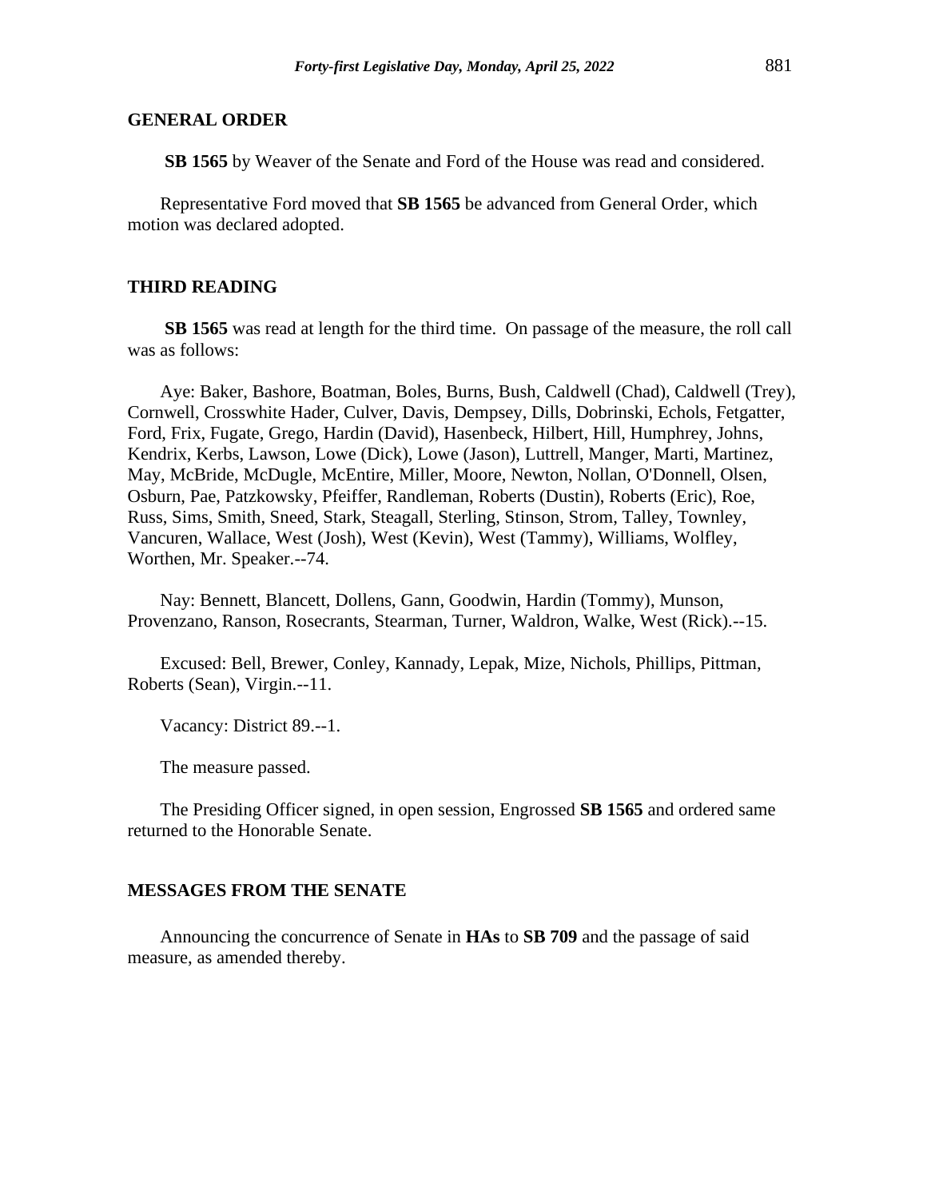## GENERAL ORDER

**SB 1565** by Weaver of the Senate and Ford of the House was read and considered.

Representative Ford moved that **SB 1565** be advanced from General Order, which motion was declared adopted.

## THIRD READING

**SB 1565** was read at length for the third time. On passage of the measure, the roll call was as follows:

Aye: Baker, Bashore, Boatman, Boles, Burns, Bush, Caldwell (Chad), Caldwell (Trey), Cornwell, Crosswhite Hader, Culver, Davis, Dempsey, Dills, Dobrinski, Echols, Fetgatter, Ford, Frix, Fugate, Grego, Hardin (David), Hasenbeck, Hilbert, Hill, Humphrey, Johns, Kendrix, Kerbs, Lawson, Lowe (Dick), Lowe (Jason), Luttrell, Manger, Marti, Martinez, May, McBride, McDugle, McEntire, Miller, Moore, Newton, Nollan, O'Donnell, Olsen, Osburn, Pae, Patzkowsky, Pfeiffer, Randleman, Roberts (Dustin), Roberts (Eric), Roe, Russ, Sims, Smith, Sneed, Stark, Steagall, Sterling, Stinson, Strom, Talley, Townley, Vancuren, Wallace, West (Josh), West (Kevin), West (Tammy), Williams, Wolfley, Worthen, Mr. Speaker.--74.

Nay: Bennett, Blancett, Dollens, Gann, Goodwin, Hardin (Tommy), Munson, Provenzano, Ranson, Rosecrants, Stearman, Turner, Waldron, Walke, West (Rick).--15.

Excused: Bell, Brewer, Conley, Kannady, Lepak, Mize, Nichols, Phillips, Pittman, Roberts (Sean), Virgin.--11.

Vacancy: District 89.--1.

The measure passed.

The Presiding Officer signed, in open session, Engrossed **SB 1565** and ordered same returned to the Honorable Senate.

## MESSAGES FROM THE SENATE

Announcing the concurrence of Senate in **HAs** to **SB 709** and the passage of said measure, as amended thereby.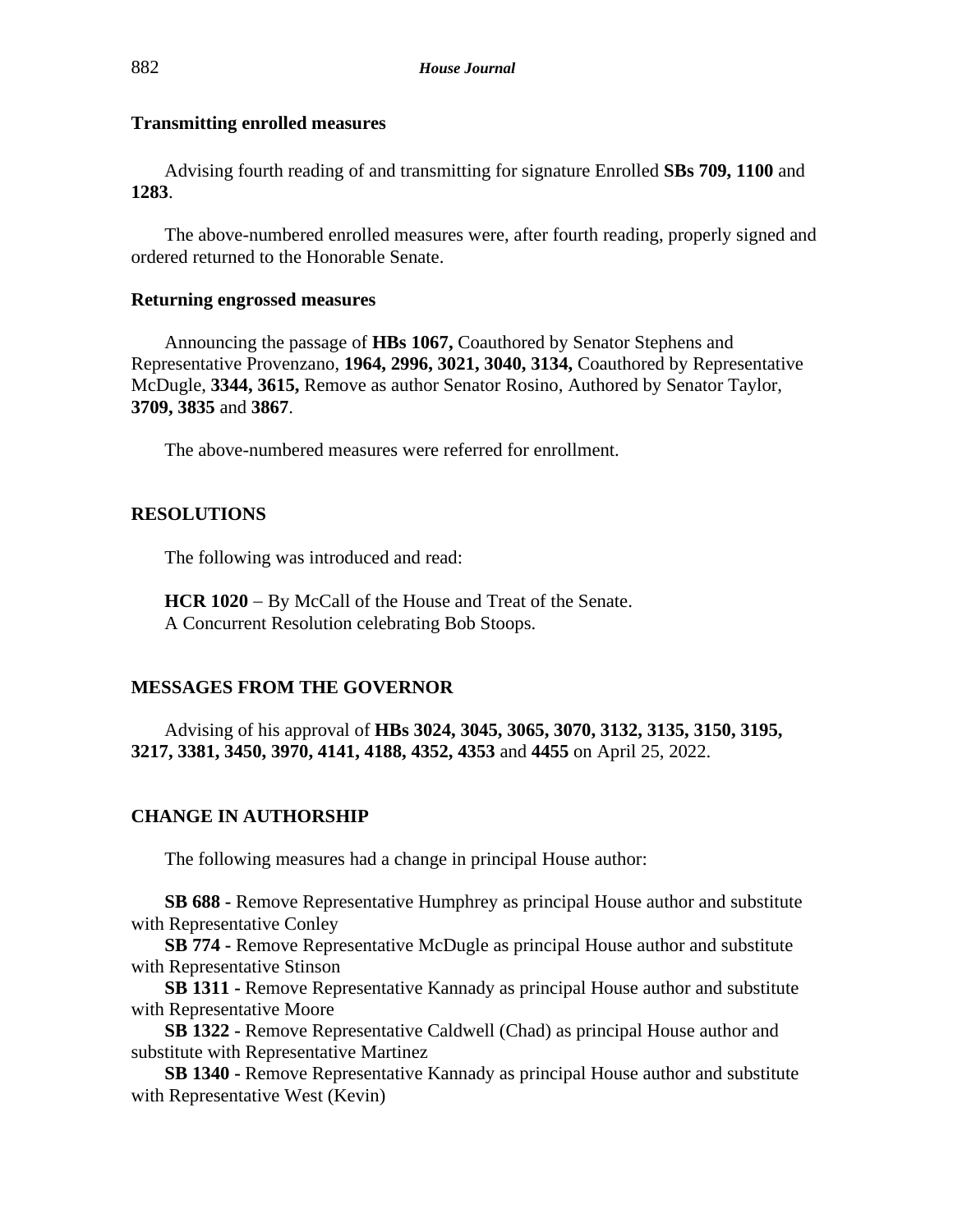**Transmitting enrolled measures**

Advising fourth reading of and transmitting for signature Enrolled **SBs 709, 1100** and **1283**.

The above-numbered enrolled measures were, after fourth reading, properly signed and ordered returned to the Honorable Senate.

**Returning engrossed measures**

Announcing the passage of **HBs 1067,** Coauthored by Senator Stephens and Representative Provenzano, **1964, 2996, 3021, 3040, 3134,** Coauthored by Representative McDugle, **3344, 3615,** Remove as author Senator Rosino, Authored by Senator Taylor, **3709, 3835** and **3867**.

The above-numbered measures were referred for enrollment.

## RESOLUTIONS

The following was introduced and read:

**HCR 1020** – By McCall of the House and Treat of the Senate.
A Concurrent Resolution celebrating Bob Stoops.

## MESSAGES FROM THE GOVERNOR

Advising of his approval of **HBs 3024, 3045, 3065, 3070, 3132, 3135, 3150, 3195, 3217, 3381, 3450, 3970, 4141, 4188, 4352, 4353** and **4455** on April 25, 2022.

## CHANGE IN AUTHORSHIP

The following measures had a change in principal House author:

**SB 688 -** Remove Representative Humphrey as principal House author and substitute with Representative Conley

**SB 774 -** Remove Representative McDugle as principal House author and substitute with Representative Stinson

**SB 1311 -** Remove Representative Kannady as principal House author and substitute with Representative Moore

**SB 1322 -** Remove Representative Caldwell (Chad) as principal House author and substitute with Representative Martinez

**SB 1340 -** Remove Representative Kannady as principal House author and substitute with Representative West (Kevin)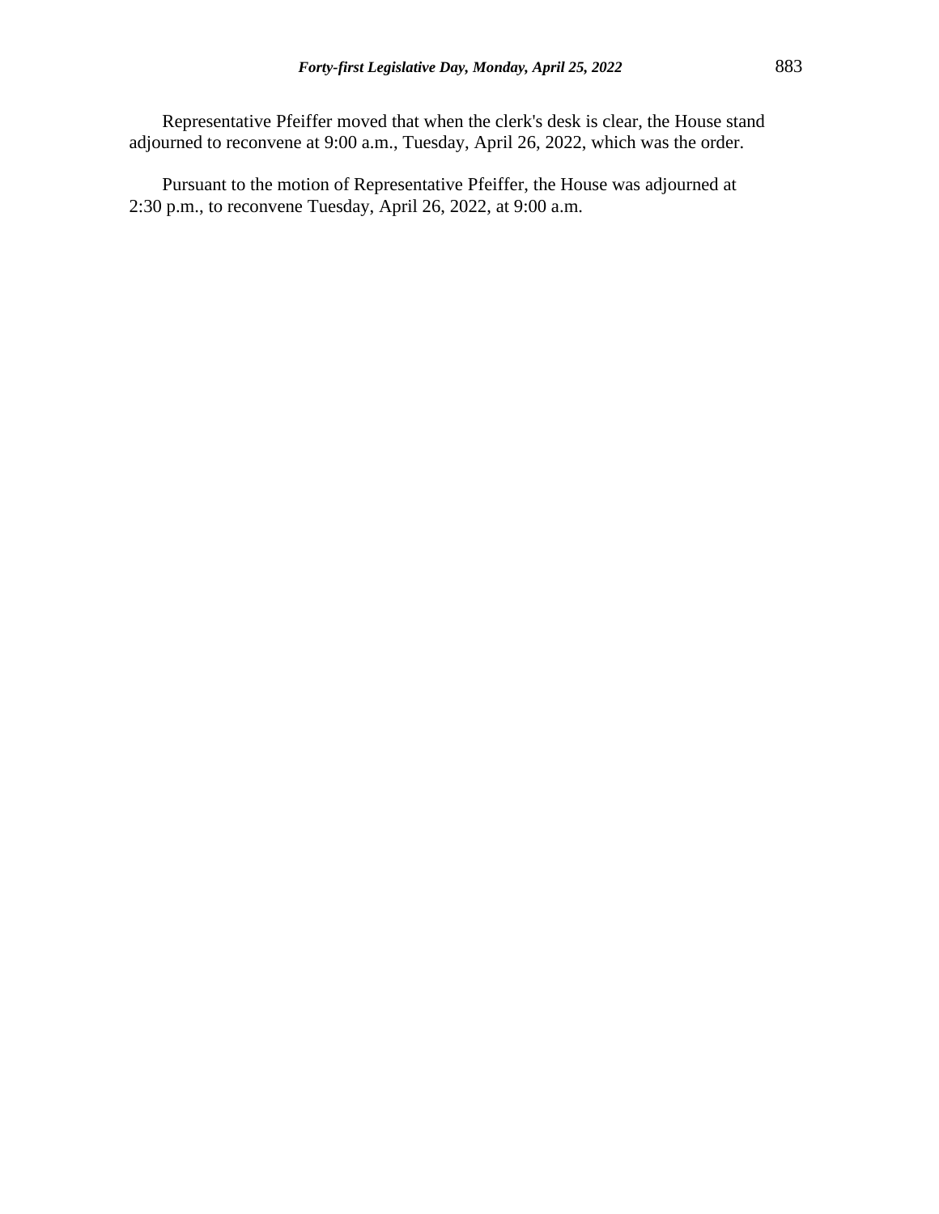Representative Pfeiffer moved that when the clerk's desk is clear, the House stand adjourned to reconvene at 9:00 a.m., Tuesday, April 26, 2022, which was the order.

Pursuant to the motion of Representative Pfeiffer, the House was adjourned at 2:30 p.m., to reconvene Tuesday, April 26, 2022, at 9:00 a.m.